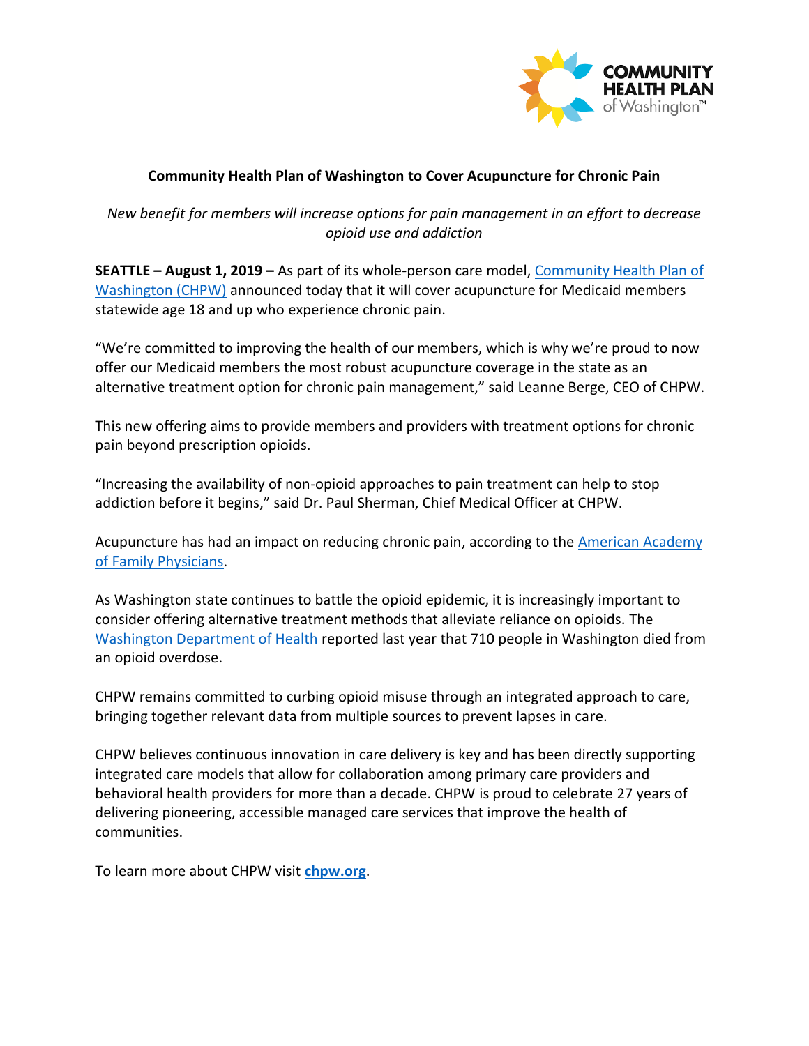COMMUNITY HEALTH PLAN of Washington™

**Community Health Plan of Washington to Cover Acupuncture for Chronic Pain**

*New benefit for members will increase options for pain management in an effort to decrease opioid use and addiction*

**SEATTLE – August 1, 2019 –** As part of its whole-person care model, Community Health Plan of Washington (CHPW) announced today that it will cover acupuncture for Medicaid members statewide age 18 and up who experience chronic pain.

"We're committed to improving the health of our members, which is why we're proud to now offer our Medicaid members the most robust acupuncture coverage in the state as an alternative treatment option for chronic pain management," said Leanne Berge, CEO of CHPW.

This new offering aims to provide members and providers with treatment options for chronic pain beyond prescription opioids.

"Increasing the availability of non-opioid approaches to pain treatment can help to stop addiction before it begins," said Dr. Paul Sherman, Chief Medical Officer at CHPW.

Acupuncture has had an impact on reducing chronic pain, according to the American Academy of Family Physicians.

As Washington state continues to battle the opioid epidemic, it is increasingly important to consider offering alternative treatment methods that alleviate reliance on opioids. The Washington Department of Health reported last year that 710 people in Washington died from an opioid overdose.

CHPW remains committed to curbing opioid misuse through an integrated approach to care, bringing together relevant data from multiple sources to prevent lapses in care.

CHPW believes continuous innovation in care delivery is key and has been directly supporting integrated care models that allow for collaboration among primary care providers and behavioral health providers for more than a decade. CHPW is proud to celebrate 27 years of delivering pioneering, accessible managed care services that improve the health of communities.

To learn more about CHPW visit **chpw.org**.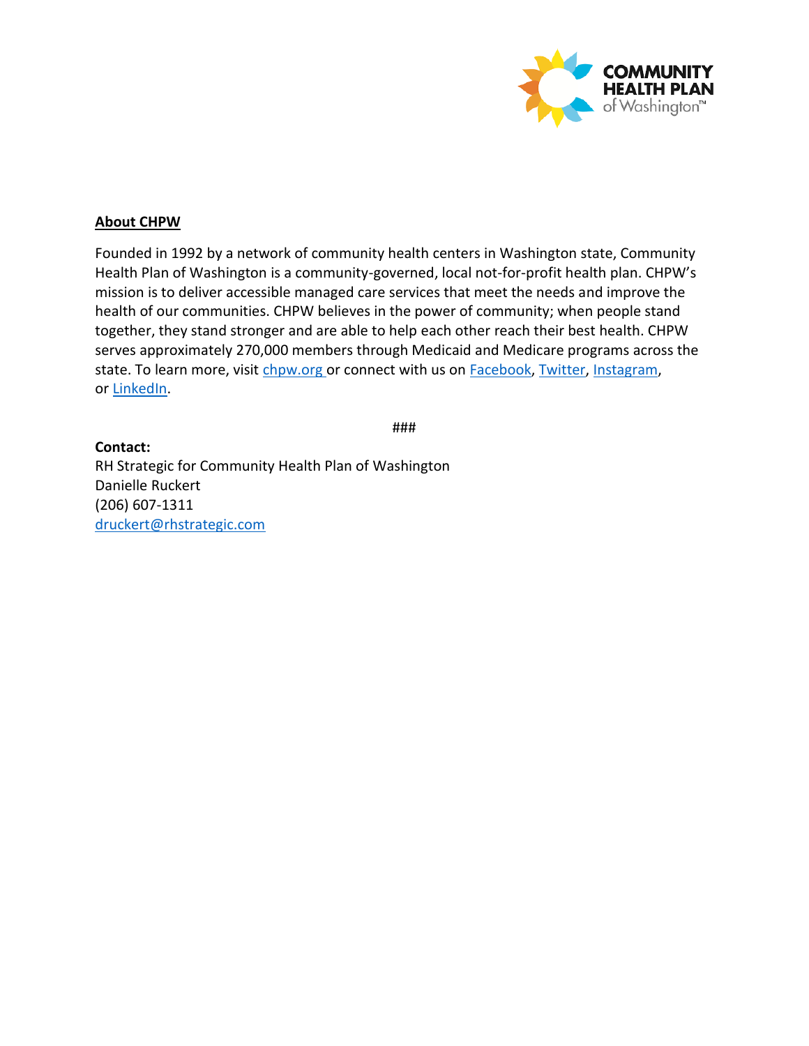**About CHPW**

Founded in 1992 by a network of community health centers in Washington state, Community Health Plan of Washington is a community-governed, local not-for-profit health plan. CHPW's mission is to deliver accessible managed care services that meet the needs and improve the health of our communities. CHPW believes in the power of community; when people stand together, they stand stronger and are able to help each other reach their best health. CHPW serves approximately 270,000 members through Medicaid and Medicare programs across the state. To learn more, visit chpw.org or connect with us on Facebook, Twitter, Instagram, or LinkedIn.

###

**Contact:**
RH Strategic for Community Health Plan of Washington
Danielle Ruckert
(206) 607-1311
druckert@rhstrategic.com